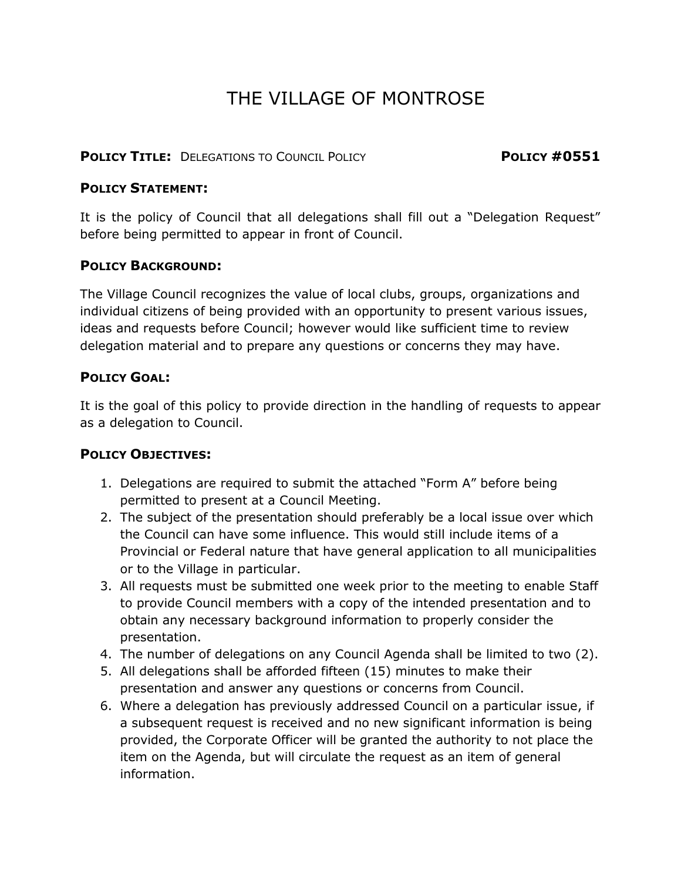# THE VILLAGE OF MONTROSE

**POLICY TITLE:** DELEGATIONS TO COUNCIL POLICY **POLICY #0551**

## POLICY STATEMENT:

It is the policy of Council that all delegations shall fill out a "Delegation Request" before being permitted to appear in front of Council.

## POLICY BACKGROUND:

The Village Council recognizes the value of local clubs, groups, organizations and individual citizens of being provided with an opportunity to present various issues, ideas and requests before Council; however would like sufficient time to review delegation material and to prepare any questions or concerns they may have.

## POLICY GOAL:

It is the goal of this policy to provide direction in the handling of requests to appear as a delegation to Council.

## POLICY OBJECTIVES:

1. Delegations are required to submit the attached "Form A" before being permitted to present at a Council Meeting.
2. The subject of the presentation should preferably be a local issue over which the Council can have some influence. This would still include items of a Provincial or Federal nature that have general application to all municipalities or to the Village in particular.
3. All requests must be submitted one week prior to the meeting to enable Staff to provide Council members with a copy of the intended presentation and to obtain any necessary background information to properly consider the presentation.
4. The number of delegations on any Council Agenda shall be limited to two (2).
5. All delegations shall be afforded fifteen (15) minutes to make their presentation and answer any questions or concerns from Council.
6. Where a delegation has previously addressed Council on a particular issue, if a subsequent request is received and no new significant information is being provided, the Corporate Officer will be granted the authority to not place the item on the Agenda, but will circulate the request as an item of general information.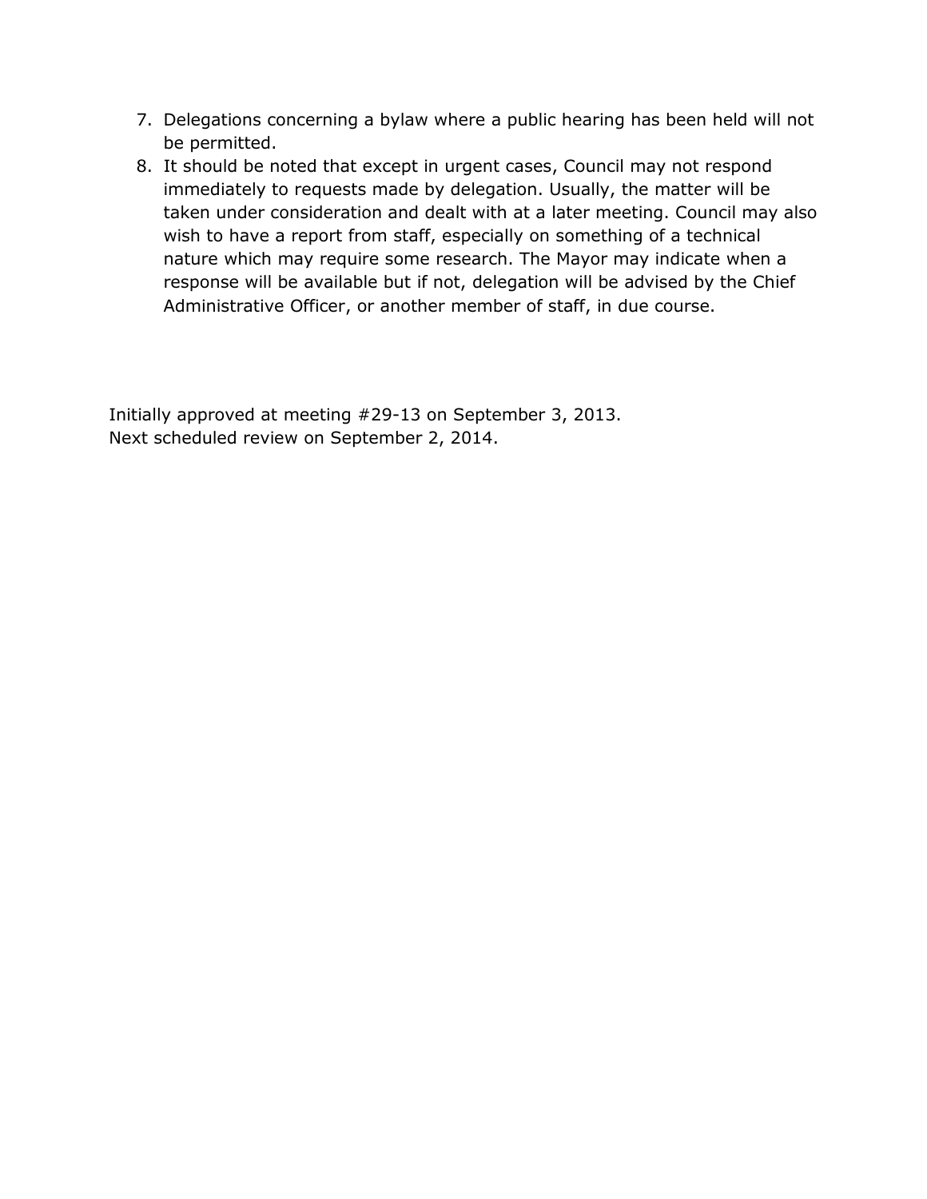7. Delegations concerning a bylaw where a public hearing has been held will not be permitted.
8. It should be noted that except in urgent cases, Council may not respond immediately to requests made by delegation. Usually, the matter will be taken under consideration and dealt with at a later meeting. Council may also wish to have a report from staff, especially on something of a technical nature which may require some research. The Mayor may indicate when a response will be available but if not, delegation will be advised by the Chief Administrative Officer, or another member of staff, in due course.

Initially approved at meeting #29-13 on September 3, 2013.
Next scheduled review on September 2, 2014.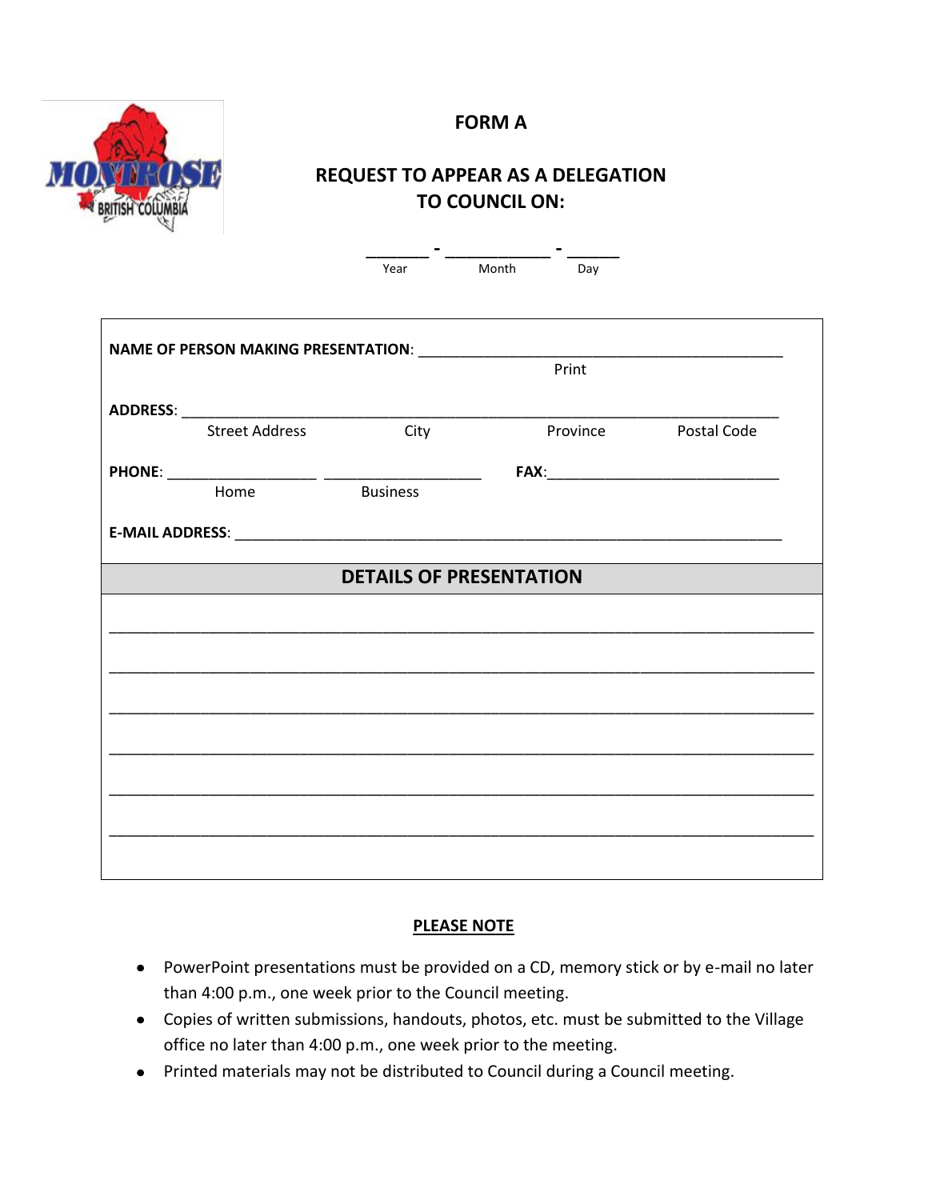# FORM A

## REQUEST TO APPEAR AS A DELEGATION TO COUNCIL ON:

_______ - ___________ - ______
Year Month Day

**NAME OF PERSON MAKING PRESENTATION**: ____________________________________________
Print

**ADDRESS**: ______________________________________________________________________
Street Address City Province Postal Code

**PHONE**: _________________ __________________ **FAX**:__________________________
Home Business

**E-MAIL ADDRESS**: _______________________________________________________________

## DETAILS OF PRESENTATION

_________________________________________________________________________________

_________________________________________________________________________________

_________________________________________________________________________________

_________________________________________________________________________________

_________________________________________________________________________________

_________________________________________________________________________________

**PLEASE NOTE**

- PowerPoint presentations must be provided on a CD, memory stick or by e-mail no later than 4:00 p.m., one week prior to the Council meeting.
- Copies of written submissions, handouts, photos, etc. must be submitted to the Village office no later than 4:00 p.m., one week prior to the meeting.
- Printed materials may not be distributed to Council during a Council meeting.